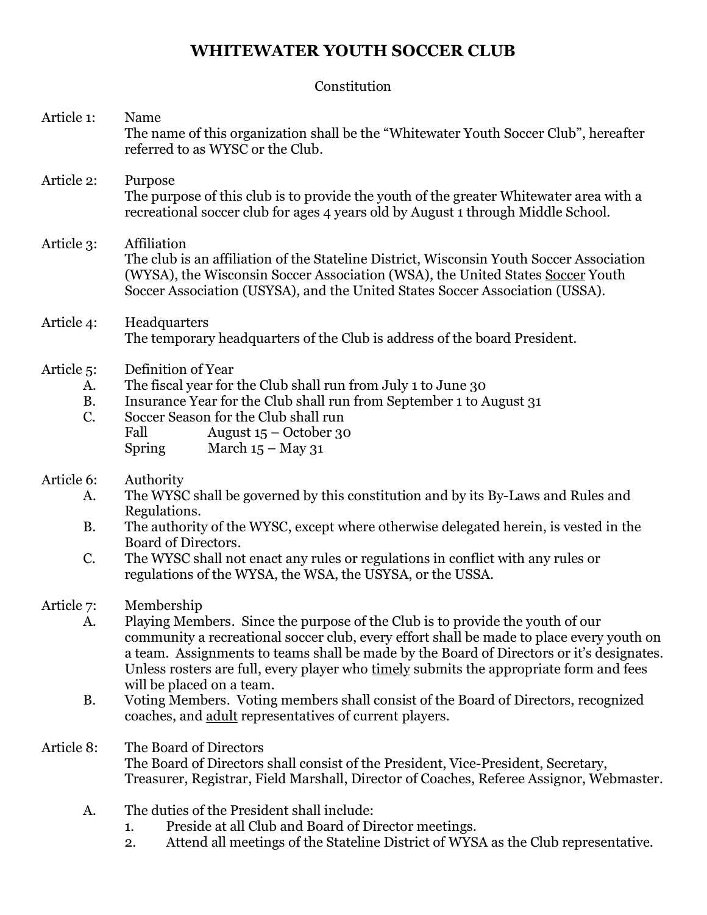# WHITEWATER YOUTH SOCCER CLUB

Constitution

**Article 1:** Name

The name of this organization shall be the "Whitewater Youth Soccer Club", hereafter referred to as WYSC or the Club.

**Article 2:** Purpose

The purpose of this club is to provide the youth of the greater Whitewater area with a recreational soccer club for ages 4 years old by August 1 through Middle School.

**Article 3:** Affiliation

The club is an affiliation of the Stateline District, Wisconsin Youth Soccer Association (WYSA), the Wisconsin Soccer Association (WSA), the United States <u>Soccer</u> Youth Soccer Association (USYSA), and the United States Soccer Association (USSA).

**Article 4:** Headquarters

The temporary headquarters of the Club is address of the board President.

**Article 5:** Definition of Year

- A. The fiscal year for the Club shall run from July 1 to June 30
- B. Insurance Year for the Club shall run from September 1 to August 31
- C. Soccer Season for the Club shall run
  - Fall August 15 – October 30
  - Spring March 15 – May 31

**Article 6:** Authority

- A. The WYSC shall be governed by this constitution and by its By-Laws and Rules and Regulations.
- B. The authority of the WYSC, except where otherwise delegated herein, is vested in the Board of Directors.
- C. The WYSC shall not enact any rules or regulations in conflict with any rules or regulations of the WYSA, the WSA, the USYSA, or the USSA.

**Article 7:** Membership

- A. Playing Members. Since the purpose of the Club is to provide the youth of our community a recreational soccer club, every effort shall be made to place every youth on a team. Assignments to teams shall be made by the Board of Directors or it's designates. Unless rosters are full, every player who <u>timely</u> submits the appropriate form and fees will be placed on a team.
- B. Voting Members. Voting members shall consist of the Board of Directors, recognized coaches, and <u>adult</u> representatives of current players.

**Article 8:** The Board of Directors

The Board of Directors shall consist of the President, Vice-President, Secretary, Treasurer, Registrar, Field Marshall, Director of Coaches, Referee Assignor, Webmaster.

- A. The duties of the President shall include:
  1. Preside at all Club and Board of Director meetings.
  2. Attend all meetings of the Stateline District of WYSA as the Club representative.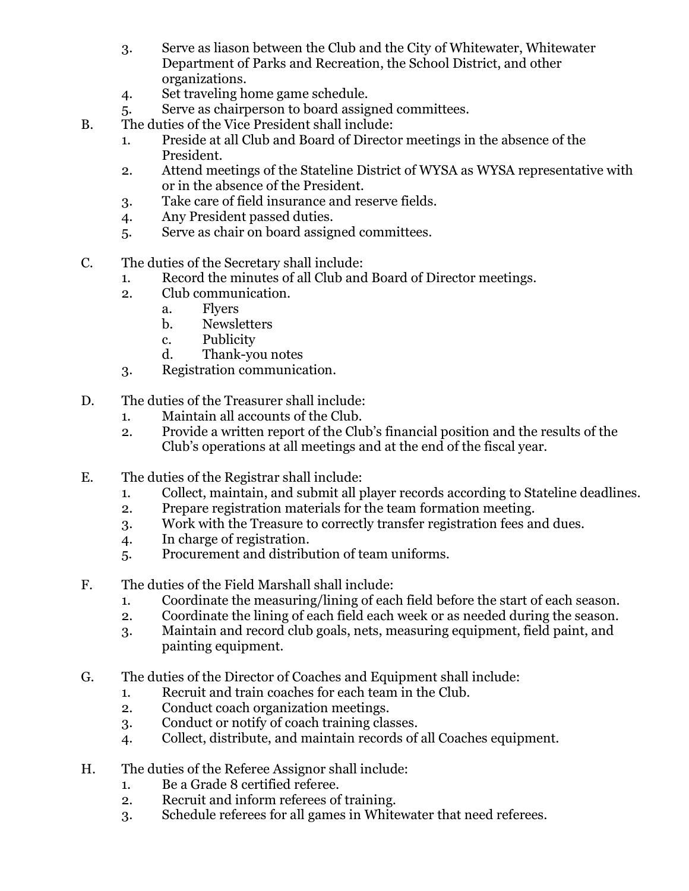3. Serve as liason between the Club and the City of Whitewater, Whitewater Department of Parks and Recreation, the School District, and other organizations.
4. Set traveling home game schedule.
5. Serve as chairperson to board assigned committees.

B. The duties of the Vice President shall include:
   1. Preside at all Club and Board of Director meetings in the absence of the President.
   2. Attend meetings of the Stateline District of WYSA as WYSA representative with or in the absence of the President.
   3. Take care of field insurance and reserve fields.
   4. Any President passed duties.
   5. Serve as chair on board assigned committees.

C. The duties of the Secretary shall include:
   1. Record the minutes of all Club and Board of Director meetings.
   2. Club communication.
      a. Flyers
      b. Newsletters
      c. Publicity
      d. Thank-you notes
   3. Registration communication.

D. The duties of the Treasurer shall include:
   1. Maintain all accounts of the Club.
   2. Provide a written report of the Club's financial position and the results of the Club's operations at all meetings and at the end of the fiscal year.

E. The duties of the Registrar shall include:
   1. Collect, maintain, and submit all player records according to Stateline deadlines.
   2. Prepare registration materials for the team formation meeting.
   3. Work with the Treasure to correctly transfer registration fees and dues.
   4. In charge of registration.
   5. Procurement and distribution of team uniforms.

F. The duties of the Field Marshall shall include:
   1. Coordinate the measuring/lining of each field before the start of each season.
   2. Coordinate the lining of each field each week or as needed during the season.
   3. Maintain and record club goals, nets, measuring equipment, field paint, and painting equipment.

G. The duties of the Director of Coaches and Equipment shall include:
   1. Recruit and train coaches for each team in the Club.
   2. Conduct coach organization meetings.
   3. Conduct or notify of coach training classes.
   4. Collect, distribute, and maintain records of all Coaches equipment.

H. The duties of the Referee Assignor shall include:
   1. Be a Grade 8 certified referee.
   2. Recruit and inform referees of training.
   3. Schedule referees for all games in Whitewater that need referees.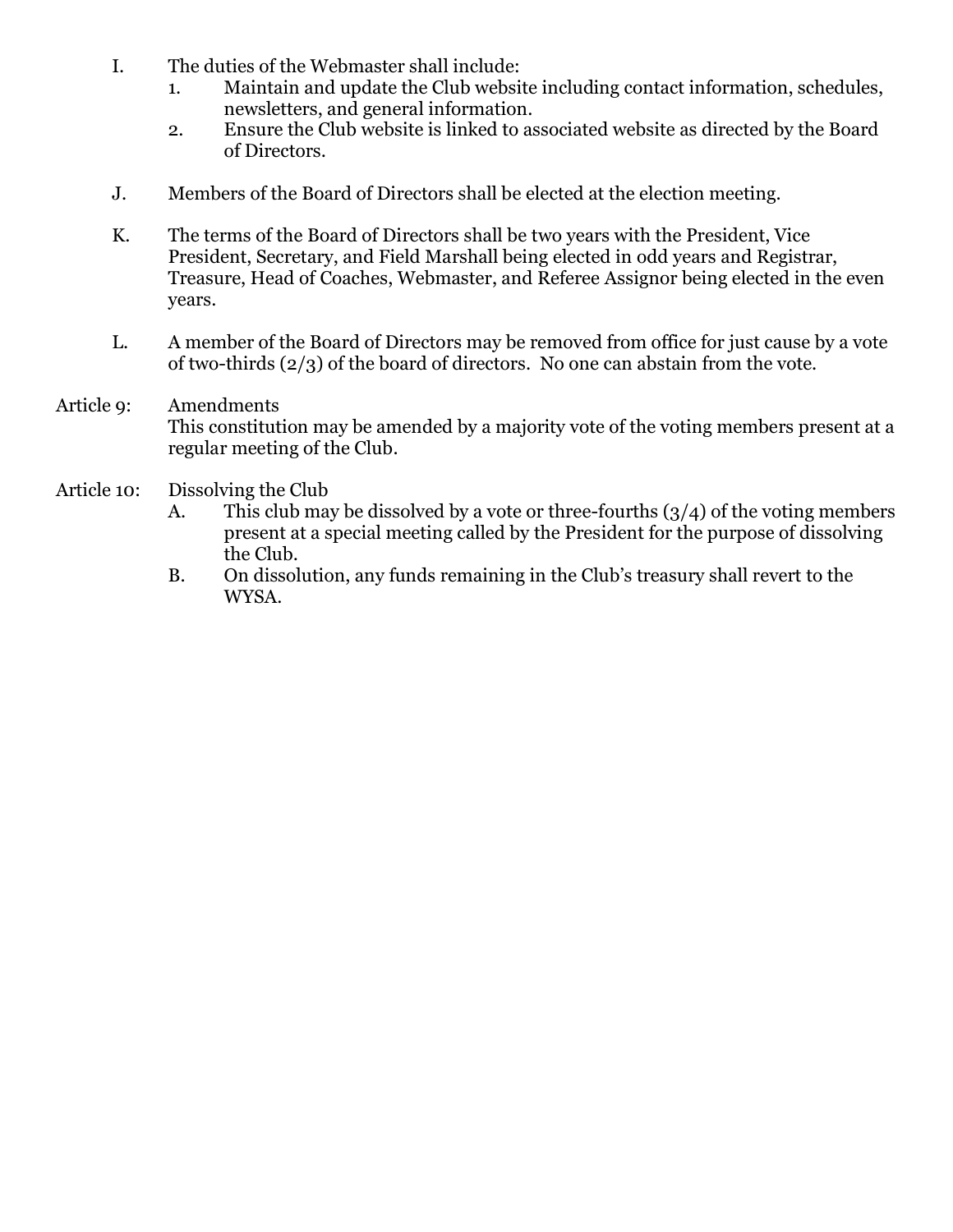I. The duties of the Webmaster shall include:
   1. Maintain and update the Club website including contact information, schedules, newsletters, and general information.
   2. Ensure the Club website is linked to associated website as directed by the Board of Directors.

J. Members of the Board of Directors shall be elected at the election meeting.

K. The terms of the Board of Directors shall be two years with the President, Vice President, Secretary, and Field Marshall being elected in odd years and Registrar, Treasure, Head of Coaches, Webmaster, and Referee Assignor being elected in the even years.

L. A member of the Board of Directors may be removed from office for just cause by a vote of two-thirds (2/3) of the board of directors. No one can abstain from the vote.

## Article 9: Amendments

This constitution may be amended by a majority vote of the voting members present at a regular meeting of the Club.

## Article 10: Dissolving the Club

A. This club may be dissolved by a vote or three-fourths (3/4) of the voting members present at a special meeting called by the President for the purpose of dissolving the Club.

B. On dissolution, any funds remaining in the Club's treasury shall revert to the WYSA.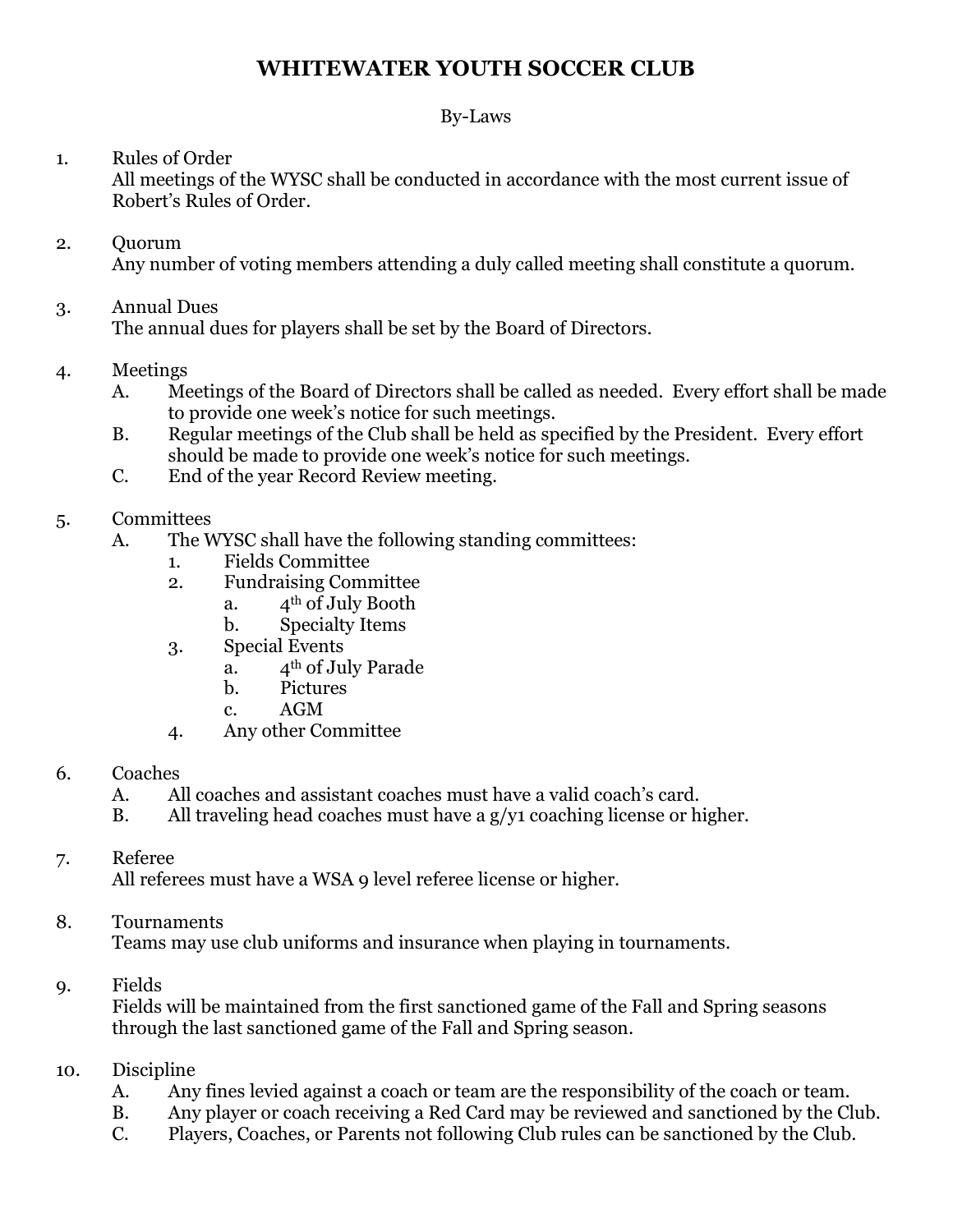# WHITEWATER YOUTH SOCCER CLUB

By-Laws

1. Rules of Order
   All meetings of the WYSC shall be conducted in accordance with the most current issue of Robert's Rules of Order.

2. Quorum
   Any number of voting members attending a duly called meeting shall constitute a quorum.

3. Annual Dues
   The annual dues for players shall be set by the Board of Directors.

4. Meetings
   A. Meetings of the Board of Directors shall be called as needed. Every effort shall be made to provide one week's notice for such meetings.
   B. Regular meetings of the Club shall be held as specified by the President. Every effort should be made to provide one week's notice for such meetings.
   C. End of the year Record Review meeting.

5. Committees
   A. The WYSC shall have the following standing committees:
      1. Fields Committee
      2. Fundraising Committee
         a. 4th of July Booth
         b. Specialty Items
      3. Special Events
         a. 4th of July Parade
         b. Pictures
         c. AGM
      4. Any other Committee

6. Coaches
   A. All coaches and assistant coaches must have a valid coach's card.
   B. All traveling head coaches must have a g/y1 coaching license or higher.

7. Referee
   All referees must have a WSA 9 level referee license or higher.

8. Tournaments
   Teams may use club uniforms and insurance when playing in tournaments.

9. Fields
   Fields will be maintained from the first sanctioned game of the Fall and Spring seasons through the last sanctioned game of the Fall and Spring season.

10. Discipline
    A. Any fines levied against a coach or team are the responsibility of the coach or team.
    B. Any player or coach receiving a Red Card may be reviewed and sanctioned by the Club.
    C. Players, Coaches, or Parents not following Club rules can be sanctioned by the Club.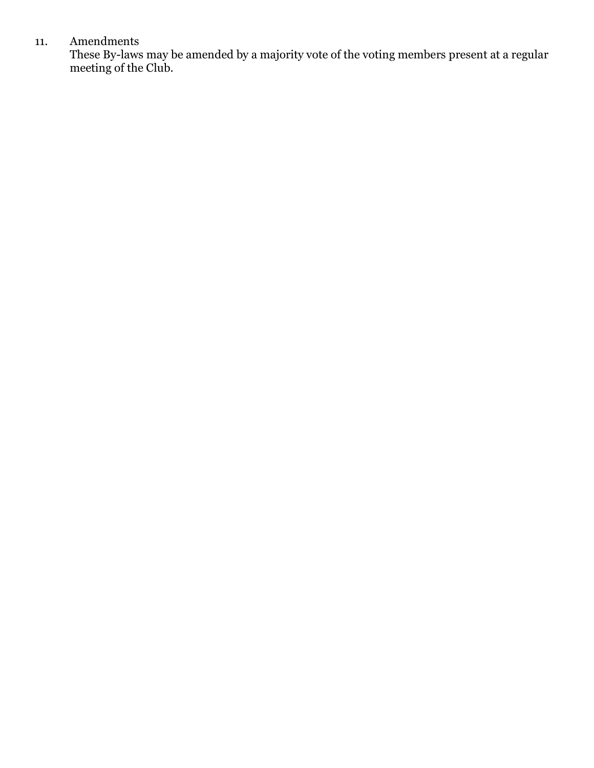11. Amendments

These By-laws may be amended by a majority vote of the voting members present at a regular meeting of the Club.